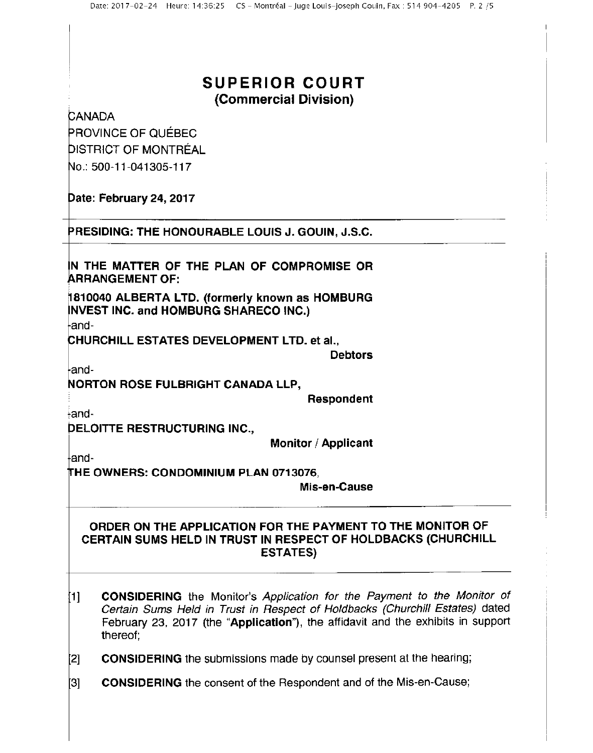# SUPERIOR COURT
## (Commercial Division)

CANADA
PROVINCE OF QUÉBEC
DISTRICT OF MONTRÉAL
No.: 500-11-041305-117

**Date: February 24, 2017**

---

**PRESIDING: THE HONOURABLE LOUIS J. GOUIN, J.S.C.**

---

**IN THE MATTER OF THE PLAN OF COMPROMISE OR ARRANGEMENT OF:**

**1810040 ALBERTA LTD. (formerly known as HOMBURG INVEST INC. and HOMBURG SHARECO INC.)**

-and-

**CHURCHILL ESTATES DEVELOPMENT LTD. et al.,**

**Debtors**

-and-

**NORTON ROSE FULBRIGHT CANADA LLP,**

**Respondent**

-and-

**DELOITTE RESTRUCTURING INC.,**

**Monitor / Applicant**

-and-

**THE OWNERS: CONDOMINIUM PLAN 0713076,**

**Mis-en-Cause**

---

**ORDER ON THE APPLICATION FOR THE PAYMENT TO THE MONITOR OF CERTAIN SUMS HELD IN TRUST IN RESPECT OF HOLDBACKS (CHURCHILL ESTATES)**

---

[1] **CONSIDERING** the Monitor's *Application for the Payment to the Monitor of Certain Sums Held in Trust in Respect of Holdbacks (Churchill Estates)* dated February 23, 2017 (the "**Application**"), the affidavit and the exhibits in support thereof;

[2] **CONSIDERING** the submissions made by counsel present at the hearing;

[3] **CONSIDERING** the consent of the Respondent and of the Mis-en-Cause;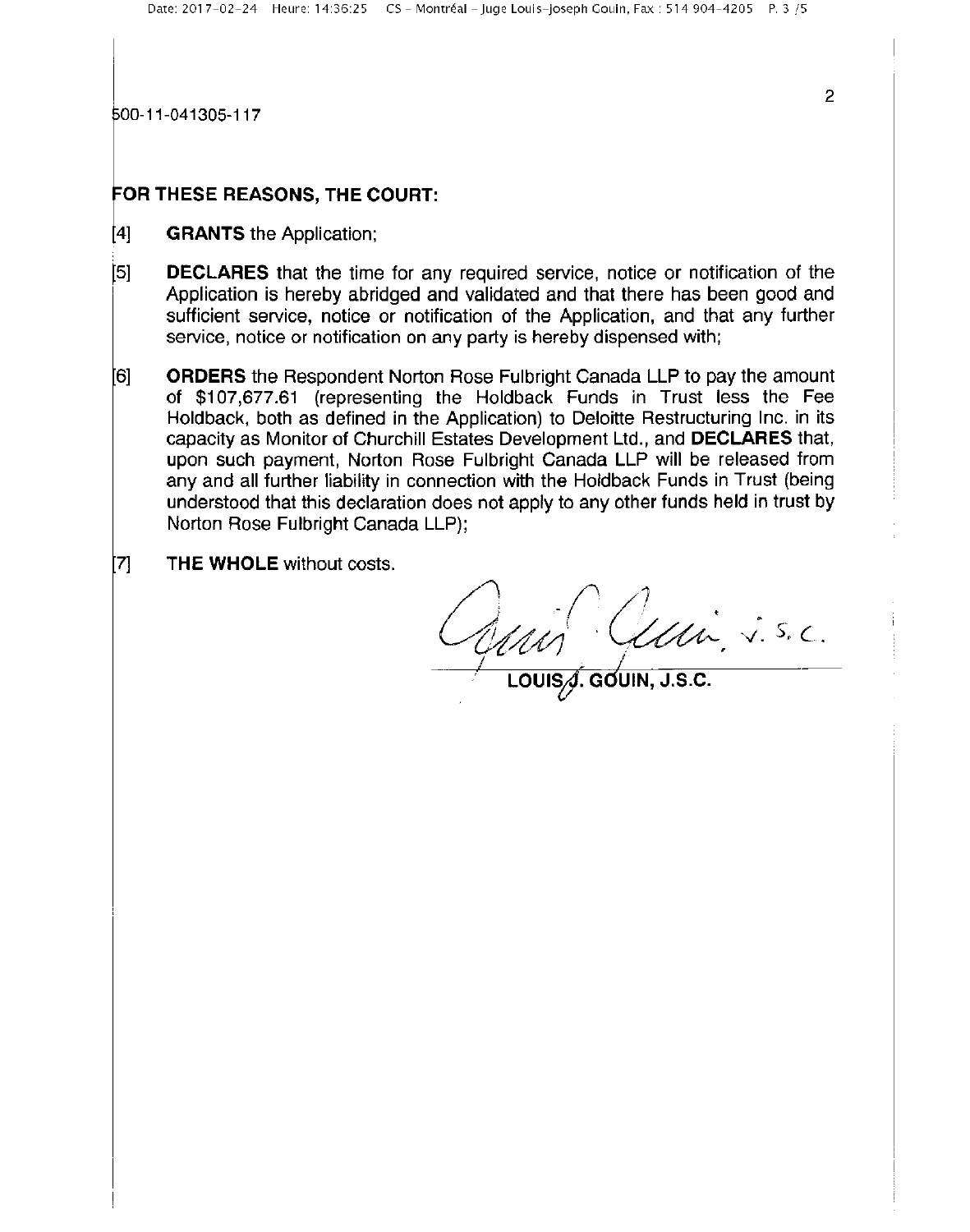500-11-041305-117

**FOR THESE REASONS, THE COURT:**

[4] **GRANTS** the Application;

[5] **DECLARES** that the time for any required service, notice or notification of the Application is hereby abridged and validated and that there has been good and sufficient service, notice or notification of the Application, and that any further service, notice or notification on any party is hereby dispensed with;

[6] **ORDERS** the Respondent Norton Rose Fulbright Canada LLP to pay the amount of $107,677.61 (representing the Holdback Funds in Trust less the Fee Holdback, both as defined in the Application) to Deloitte Restructuring Inc. in its capacity as Monitor of Churchill Estates Development Ltd., and **DECLARES** that, upon such payment, Norton Rose Fulbright Canada LLP will be released from any and all further liability in connection with the Holdback Funds in Trust (being understood that this declaration does not apply to any other funds held in trust by Norton Rose Fulbright Canada LLP);

[7] **THE WHOLE** without costs.

LOUIS J. GOUIN, J.S.C.